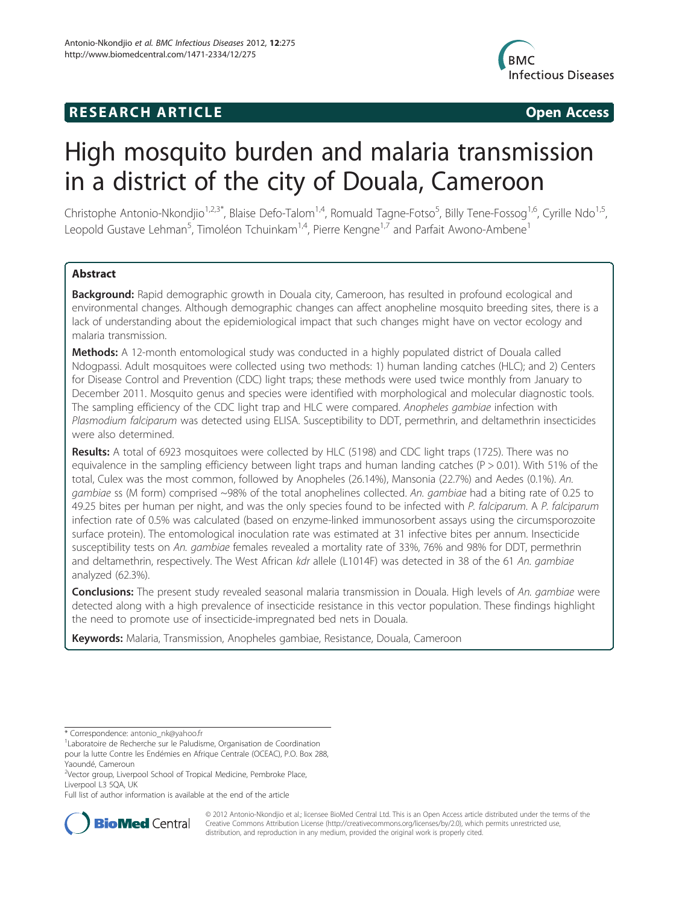**RESEARCH ARTICLE** **Open Access**

# High mosquito burden and malaria transmission in a district of the city of Douala, Cameroon

Christophe Antonio-Nkondjio[1,2,3*], Blaise Defo-Talom[1,4], Romuald Tagne-Fotso[5], Billy Tene-Fossog[1,6], Cyrille Ndo[1,5], Leopold Gustave Lehman[5], Timoléon Tchuinkam[1,4], Pierre Kengne[1,7] and Parfait Awono-Ambene[1]

## Abstract

**Background:** Rapid demographic growth in Douala city, Cameroon, has resulted in profound ecological and environmental changes. Although demographic changes can affect anopheline mosquito breeding sites, there is a lack of understanding about the epidemiological impact that such changes might have on vector ecology and malaria transmission.

**Methods:** A 12-month entomological study was conducted in a highly populated district of Douala called Ndogpassi. Adult mosquitoes were collected using two methods: 1) human landing catches (HLC); and 2) Centers for Disease Control and Prevention (CDC) light traps; these methods were used twice monthly from January to December 2011. Mosquito genus and species were identified with morphological and molecular diagnostic tools. The sampling efficiency of the CDC light trap and HLC were compared. *Anopheles gambiae* infection with *Plasmodium falciparum* was detected using ELISA. Susceptibility to DDT, permethrin, and deltamethrin insecticides were also determined.

**Results:** A total of 6923 mosquitoes were collected by HLC (5198) and CDC light traps (1725). There was no equivalence in the sampling efficiency between light traps and human landing catches ($P > 0.01$). With 51% of the total, Culex was the most common, followed by Anopheles (26.14%), Mansonia (22.7%) and Aedes (0.1%). *An. gambiae* ss (M form) comprised ~98% of the total anophelines collected. *An. gambiae* had a biting rate of 0.25 to 49.25 bites per human per night, and was the only species found to be infected with *P. falciparum*. A *P. falciparum* infection rate of 0.5% was calculated (based on enzyme-linked immunosorbent assays using the circumsporozoite surface protein). The entomological inoculation rate was estimated at 31 infective bites per annum. Insecticide susceptibility tests on *An. gambiae* females revealed a mortality rate of 33%, 76% and 98% for DDT, permethrin and deltamethrin, respectively. The West African *kdr* allele (L1014F) was detected in 38 of the 61 *An. gambiae* analyzed (62.3%).

**Conclusions:** The present study revealed seasonal malaria transmission in Douala. High levels of *An. gambiae* were detected along with a high prevalence of insecticide resistance in this vector population. These findings highlight the need to promote use of insecticide-impregnated bed nets in Douala.

**Keywords:** Malaria, Transmission, Anopheles gambiae, Resistance, Douala, Cameroon

\* Correspondence: antonio_nk@yahoo.fr
[1]Laboratoire de Recherche sur le Paludisme, Organisation de Coordination pour la lutte Contre les Endémies en Afrique Centrale (OCEAC), P.O. Box 288, Yaoundé, Cameroun
[2]Vector group, Liverpool School of Tropical Medicine, Pembroke Place, Liverpool L3 5QA, UK
Full list of author information is available at the end of the article

© 2012 Antonio-Nkondjio et al.; licensee BioMed Central Ltd. This is an Open Access article distributed under the terms of the Creative Commons Attribution License (http://creativecommons.org/licenses/by/2.0), which permits unrestricted use, distribution, and reproduction in any medium, provided the original work is properly cited.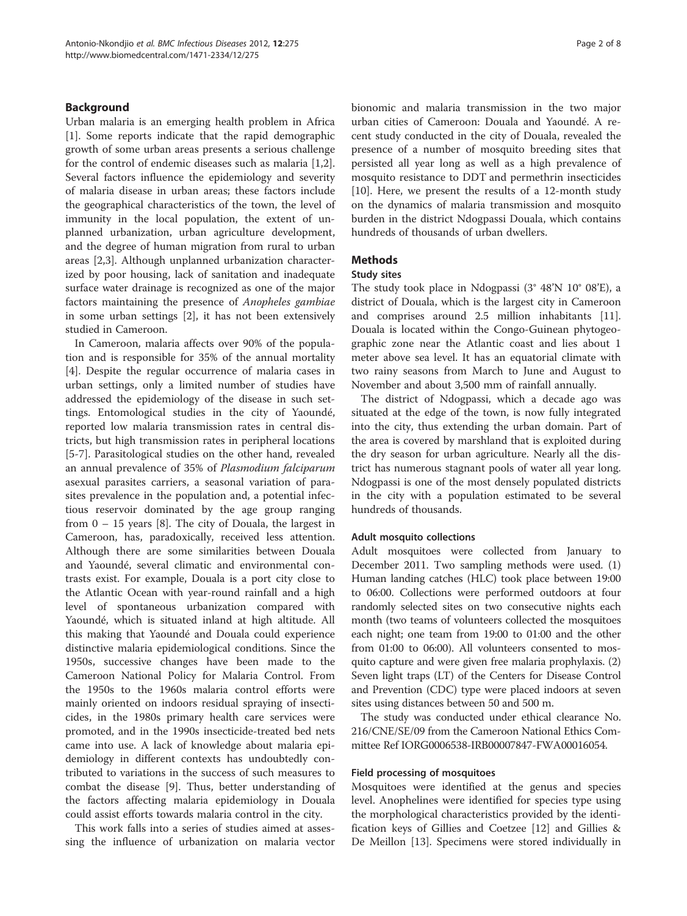## Background

Urban malaria is an emerging health problem in Africa [1]. Some reports indicate that the rapid demographic growth of some urban areas presents a serious challenge for the control of endemic diseases such as malaria [1,2]. Several factors influence the epidemiology and severity of malaria disease in urban areas; these factors include the geographical characteristics of the town, the level of immunity in the local population, the extent of unplanned urbanization, urban agriculture development, and the degree of human migration from rural to urban areas [2,3]. Although unplanned urbanization characterized by poor housing, lack of sanitation and inadequate surface water drainage is recognized as one of the major factors maintaining the presence of *Anopheles gambiae* in some urban settings [2], it has not been extensively studied in Cameroon.

In Cameroon, malaria affects over 90% of the population and is responsible for 35% of the annual mortality [4]. Despite the regular occurrence of malaria cases in urban settings, only a limited number of studies have addressed the epidemiology of the disease in such settings. Entomological studies in the city of Yaoundé, reported low malaria transmission rates in central districts, but high transmission rates in peripheral locations [5-7]. Parasitological studies on the other hand, revealed an annual prevalence of 35% of *Plasmodium falciparum* asexual parasites carriers, a seasonal variation of parasites prevalence in the population and, a potential infectious reservoir dominated by the age group ranging from 0 – 15 years [8]. The city of Douala, the largest in Cameroon, has, paradoxically, received less attention. Although there are some similarities between Douala and Yaoundé, several climatic and environmental contrasts exist. For example, Douala is a port city close to the Atlantic Ocean with year-round rainfall and a high level of spontaneous urbanization compared with Yaoundé, which is situated inland at high altitude. All this making that Yaoundé and Douala could experience distinctive malaria epidemiological conditions. Since the 1950s, successive changes have been made to the Cameroon National Policy for Malaria Control. From the 1950s to the 1960s malaria control efforts were mainly oriented on indoors residual spraying of insecticides, in the 1980s primary health care services were promoted, and in the 1990s insecticide-treated bed nets came into use. A lack of knowledge about malaria epidemiology in different contexts has undoubtedly contributed to variations in the success of such measures to combat the disease [9]. Thus, better understanding of the factors affecting malaria epidemiology in Douala could assist efforts towards malaria control in the city.

This work falls into a series of studies aimed at assessing the influence of urbanization on malaria vector bionomic and malaria transmission in the two major urban cities of Cameroon: Douala and Yaoundé. A recent study conducted in the city of Douala, revealed the presence of a number of mosquito breeding sites that persisted all year long as well as a high prevalence of mosquito resistance to DDT and permethrin insecticides [10]. Here, we present the results of a 12-month study on the dynamics of malaria transmission and mosquito burden in the district Ndogpassi Douala, which contains hundreds of thousands of urban dwellers.

## Methods

### Study sites

The study took place in Ndogpassi (3° 48'N 10° 08'E), a district of Douala, which is the largest city in Cameroon and comprises around 2.5 million inhabitants [11]. Douala is located within the Congo-Guinean phytogeographic zone near the Atlantic coast and lies about 1 meter above sea level. It has an equatorial climate with two rainy seasons from March to June and August to November and about 3,500 mm of rainfall annually.

The district of Ndogpassi, which a decade ago was situated at the edge of the town, is now fully integrated into the city, thus extending the urban domain. Part of the area is covered by marshland that is exploited during the dry season for urban agriculture. Nearly all the district has numerous stagnant pools of water all year long. Ndogpassi is one of the most densely populated districts in the city with a population estimated to be several hundreds of thousands.

#### Adult mosquito collections

Adult mosquitoes were collected from January to December 2011. Two sampling methods were used. (1) Human landing catches (HLC) took place between 19:00 to 06:00. Collections were performed outdoors at four randomly selected sites on two consecutive nights each month (two teams of volunteers collected the mosquitoes each night; one team from 19:00 to 01:00 and the other from 01:00 to 06:00). All volunteers consented to mosquito capture and were given free malaria prophylaxis. (2) Seven light traps (LT) of the Centers for Disease Control and Prevention (CDC) type were placed indoors at seven sites using distances between 50 and 500 m.

The study was conducted under ethical clearance No. 216/CNE/SE/09 from the Cameroon National Ethics Committee Ref IORG0006538-IRB00007847-FWA00016054.

#### Field processing of mosquitoes

Mosquitoes were identified at the genus and species level. Anophelines were identified for species type using the morphological characteristics provided by the identification keys of Gillies and Coetzee [12] and Gillies & De Meillon [13]. Specimens were stored individually in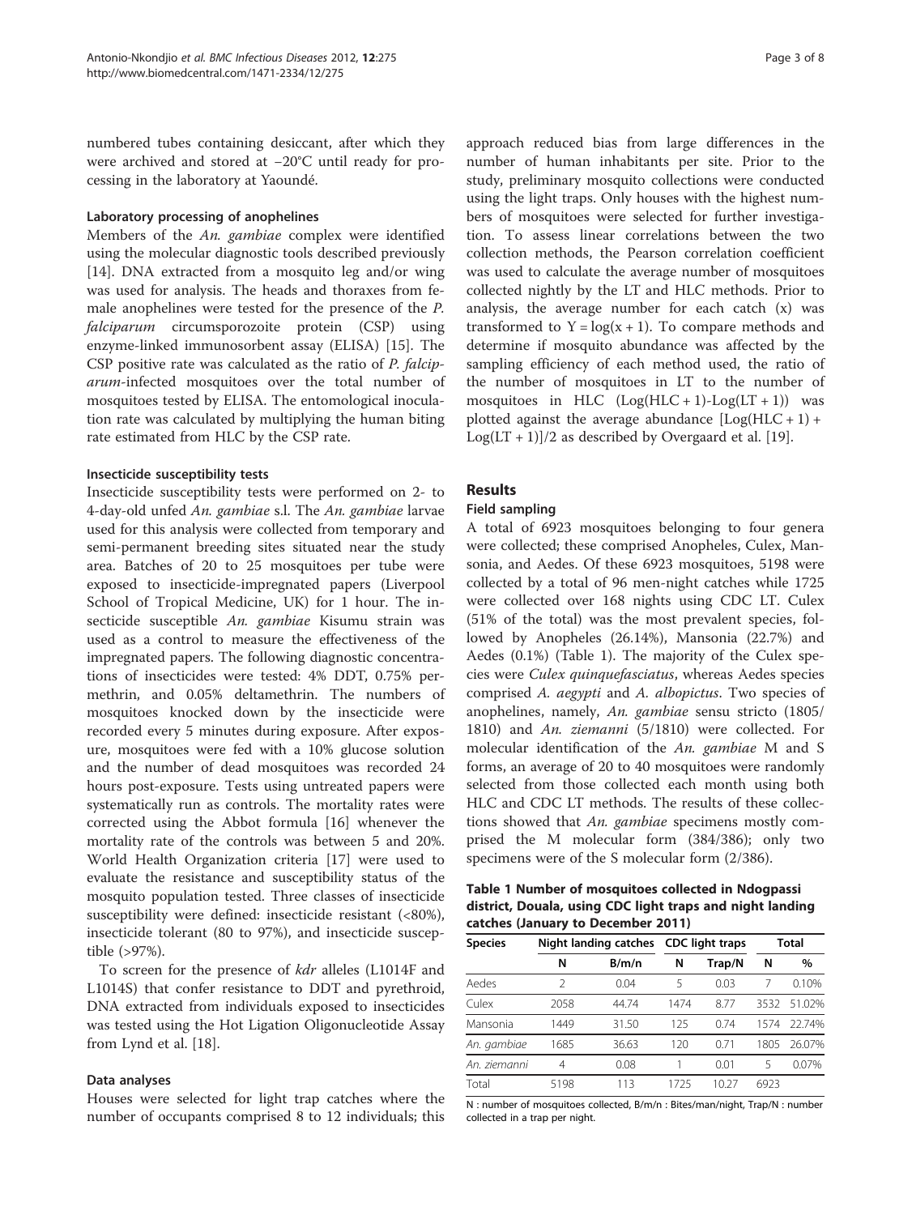numbered tubes containing desiccant, after which they were archived and stored at −20°C until ready for processing in the laboratory at Yaoundé.

### Laboratory processing of anophelines

Members of the *An. gambiae* complex were identified using the molecular diagnostic tools described previously [14]. DNA extracted from a mosquito leg and/or wing was used for analysis. The heads and thoraxes from female anophelines were tested for the presence of the *P. falciparum* circumsporozoite protein (CSP) using enzyme-linked immunosorbent assay (ELISA) [15]. The CSP positive rate was calculated as the ratio of *P. falciparum*-infected mosquitoes over the total number of mosquitoes tested by ELISA. The entomological inoculation rate was calculated by multiplying the human biting rate estimated from HLC by the CSP rate.

### Insecticide susceptibility tests

Insecticide susceptibility tests were performed on 2- to 4-day-old unfed *An. gambiae* s.l. The *An. gambiae* larvae used for this analysis were collected from temporary and semi-permanent breeding sites situated near the study area. Batches of 20 to 25 mosquitoes per tube were exposed to insecticide-impregnated papers (Liverpool School of Tropical Medicine, UK) for 1 hour. The insecticide susceptible *An. gambiae* Kisumu strain was used as a control to measure the effectiveness of the impregnated papers. The following diagnostic concentrations of insecticides were tested: 4% DDT, 0.75% permethrin, and 0.05% deltamethrin. The numbers of mosquitoes knocked down by the insecticide were recorded every 5 minutes during exposure. After exposure, mosquitoes were fed with a 10% glucose solution and the number of dead mosquitoes was recorded 24 hours post-exposure. Tests using untreated papers were systematically run as controls. The mortality rates were corrected using the Abbot formula [16] whenever the mortality rate of the controls was between 5 and 20%. World Health Organization criteria [17] were used to evaluate the resistance and susceptibility status of the mosquito population tested. Three classes of insecticide susceptibility were defined: insecticide resistant (<80%), insecticide tolerant (80 to 97%), and insecticide susceptible (>97%).

To screen for the presence of *kdr* alleles (L1014F and L1014S) that confer resistance to DDT and pyrethroid, DNA extracted from individuals exposed to insecticides was tested using the Hot Ligation Oligonucleotide Assay from Lynd et al. [18].

### Data analyses

Houses were selected for light trap catches where the number of occupants comprised 8 to 12 individuals; this approach reduced bias from large differences in the number of human inhabitants per site. Prior to the study, preliminary mosquito collections were conducted using the light traps. Only houses with the highest numbers of mosquitoes were selected for further investigation. To assess linear correlations between the two collection methods, the Pearson correlation coefficient was used to calculate the average number of mosquitoes collected nightly by the LT and HLC methods. Prior to analysis, the average number for each catch (x) was transformed to $Y = \log(x + 1)$. To compare methods and determine if mosquito abundance was affected by the sampling efficiency of each method used, the ratio of the number of mosquitoes in LT to the number of mosquitoes in HLC $(\mathrm{Log}(\mathrm{HLC} + 1)\text{-}\mathrm{Log}(\mathrm{LT} + 1))$ was plotted against the average abundance $[\mathrm{Log}(\mathrm{HLC} + 1) + \mathrm{Log}(\mathrm{LT} + 1)]/2$ as described by Overgaard et al. [19].

## Results

### Field sampling

A total of 6923 mosquitoes belonging to four genera were collected; these comprised Anopheles, Culex, Mansonia, and Aedes. Of these 6923 mosquitoes, 5198 were collected by a total of 96 men-night catches while 1725 were collected over 168 nights using CDC LT. Culex (51% of the total) was the most prevalent species, followed by Anopheles (26.14%), Mansonia (22.7%) and Aedes (0.1%) (Table 1). The majority of the Culex species were *Culex quinquefasciatus*, whereas Aedes species comprised *A. aegypti* and *A. albopictus*. Two species of anophelines, namely, *An. gambiae* sensu stricto (1805/1810) and *An. ziemanni* (5/1810) were collected. For molecular identification of the *An. gambiae* M and S forms, an average of 20 to 40 mosquitoes were randomly selected from those collected each month using both HLC and CDC LT methods. The results of these collections showed that *An. gambiae* specimens mostly comprised the M molecular form (384/386); only two specimens were of the S molecular form (2/386).

**Table 1 Number of mosquitoes collected in Ndogpassi district, Douala, using CDC light traps and night landing catches (January to December 2011)**

| Species | Night landing catches | | CDC light traps | | Total | |
|---|---|---|---|---|---|---|
| | N | B/m/n | N | Trap/N | N | % |
| Aedes | 2 | 0.04 | 5 | 0.03 | 7 | 0.10% |
| Culex | 2058 | 44.74 | 1474 | 8.77 | 3532 | 51.02% |
| Mansonia | 1449 | 31.50 | 125 | 0.74 | 1574 | 22.74% |
| *An. gambiae* | 1685 | 36.63 | 120 | 0.71 | 1805 | 26.07% |
| *An. ziemanni* | 4 | 0.08 | 1 | 0.01 | 5 | 0.07% |
| Total | 5198 | 113 | 1725 | 10.27 | 6923 | |

N : number of mosquitoes collected, B/m/n : Bites/man/night, Trap/N : number collected in a trap per night.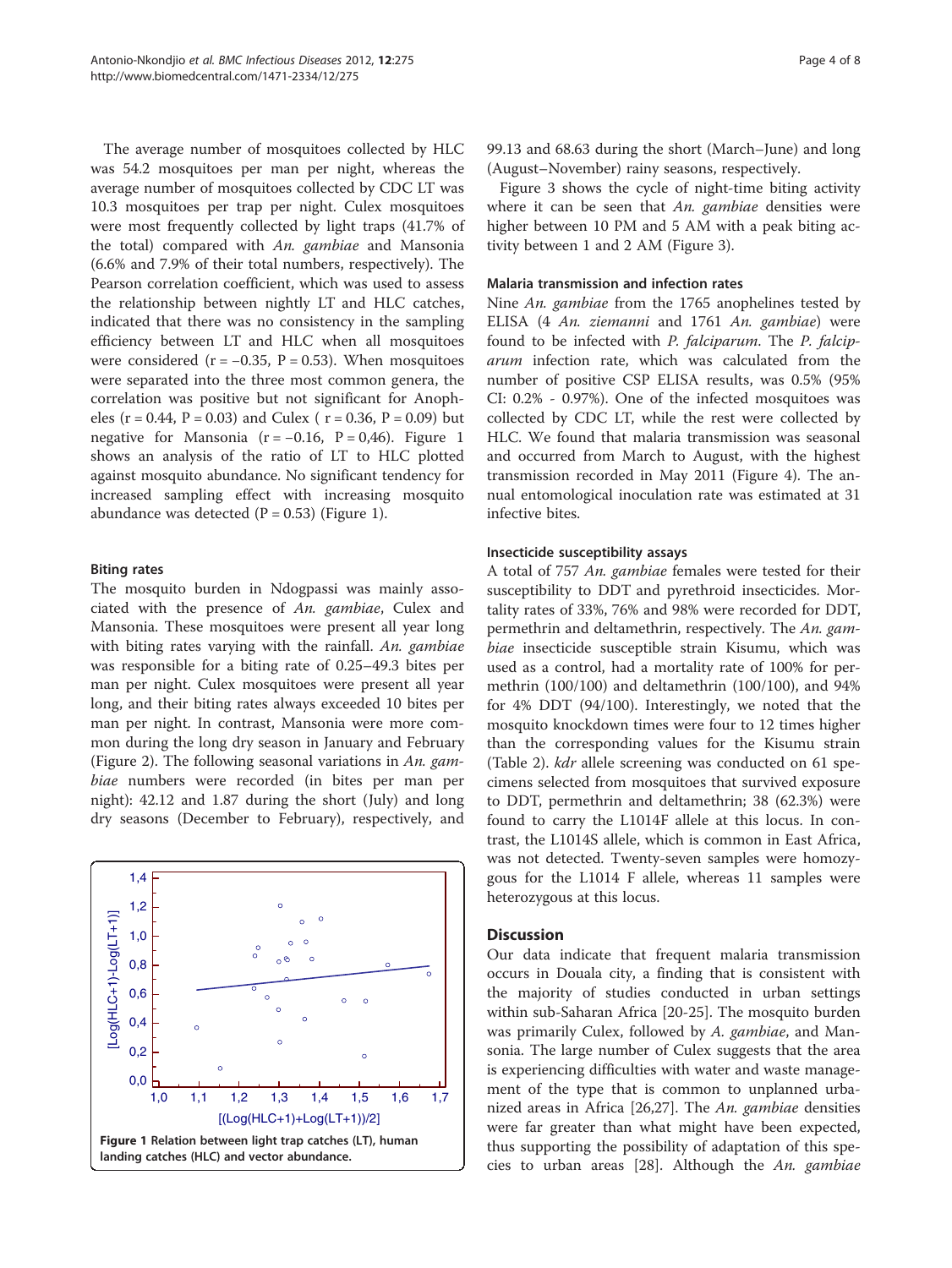The average number of mosquitoes collected by HLC was 54.2 mosquitoes per man per night, whereas the average number of mosquitoes collected by CDC LT was 10.3 mosquitoes per trap per night. Culex mosquitoes were most frequently collected by light traps (41.7% of the total) compared with *An. gambiae* and Mansonia (6.6% and 7.9% of their total numbers, respectively). The Pearson correlation coefficient, which was used to assess the relationship between nightly LT and HLC catches, indicated that there was no consistency in the sampling efficiency between LT and HLC when all mosquitoes were considered ($r = -0.35$, $P = 0.53$). When mosquitoes were separated into the three most common genera, the correlation was positive but not significant for Anopheles ($r = 0.44$, $P = 0.03$) and Culex ( $r = 0.36$, $P = 0.09$) but negative for Mansonia ($r = -0.16$, $P = 0{,}46$). Figure 1 shows an analysis of the ratio of LT to HLC plotted against mosquito abundance. No significant tendency for increased sampling effect with increasing mosquito abundance was detected ($P = 0.53$) (Figure 1).

### Biting rates

The mosquito burden in Ndogpassi was mainly associated with the presence of *An. gambiae*, Culex and Mansonia. These mosquitoes were present all year long with biting rates varying with the rainfall. *An. gambiae* was responsible for a biting rate of 0.25–49.3 bites per man per night. Culex mosquitoes were present all year long, and their biting rates always exceeded 10 bites per man per night. In contrast, Mansonia were more common during the long dry season in January and February (Figure 2). The following seasonal variations in *An. gambiae* numbers were recorded (in bites per man per night): 42.12 and 1.87 during the short (July) and long dry seasons (December to February), respectively, and 99.13 and 68.63 during the short (March–June) and long (August–November) rainy seasons, respectively.

Figure 3 shows the cycle of night-time biting activity where it can be seen that *An. gambiae* densities were higher between 10 PM and 5 AM with a peak biting activity between 1 and 2 AM (Figure 3).

**Figure 1 Relation between light trap catches (LT), human landing catches (HLC) and vector abundance.**

### Malaria transmission and infection rates

Nine *An. gambiae* from the 1765 anophelines tested by ELISA (4 *An. ziemanni* and 1761 *An. gambiae*) were found to be infected with *P. falciparum*. The *P. falciparum* infection rate, which was calculated from the number of positive CSP ELISA results, was 0.5% (95% CI: 0.2% - 0.97%). One of the infected mosquitoes was collected by CDC LT, while the rest were collected by HLC. We found that malaria transmission was seasonal and occurred from March to August, with the highest transmission recorded in May 2011 (Figure 4). The annual entomological inoculation rate was estimated at 31 infective bites.

### Insecticide susceptibility assays

A total of 757 *An. gambiae* females were tested for their susceptibility to DDT and pyrethroid insecticides. Mortality rates of 33%, 76% and 98% were recorded for DDT, permethrin and deltamethrin, respectively. The *An. gambiae* insecticide susceptible strain Kisumu, which was used as a control, had a mortality rate of 100% for permethrin (100/100) and deltamethrin (100/100), and 94% for 4% DDT (94/100). Interestingly, we noted that the mosquito knockdown times were four to 12 times higher than the corresponding values for the Kisumu strain (Table 2). *kdr* allele screening was conducted on 61 specimens selected from mosquitoes that survived exposure to DDT, permethrin and deltamethrin; 38 (62.3%) were found to carry the L1014F allele at this locus. In contrast, the L1014S allele, which is common in East Africa, was not detected. Twenty-seven samples were homozygous for the L1014 F allele, whereas 11 samples were heterozygous at this locus.

## Discussion

Our data indicate that frequent malaria transmission occurs in Douala city, a finding that is consistent with the majority of studies conducted in urban settings within sub-Saharan Africa [20-25]. The mosquito burden was primarily Culex, followed by *A. gambiae*, and Mansonia. The large number of Culex suggests that the area is experiencing difficulties with water and waste management of the type that is common to unplanned urbanized areas in Africa [26,27]. The *An. gambiae* densities were far greater than what might have been expected, thus supporting the possibility of adaptation of this species to urban areas [28]. Although the *An. gambiae*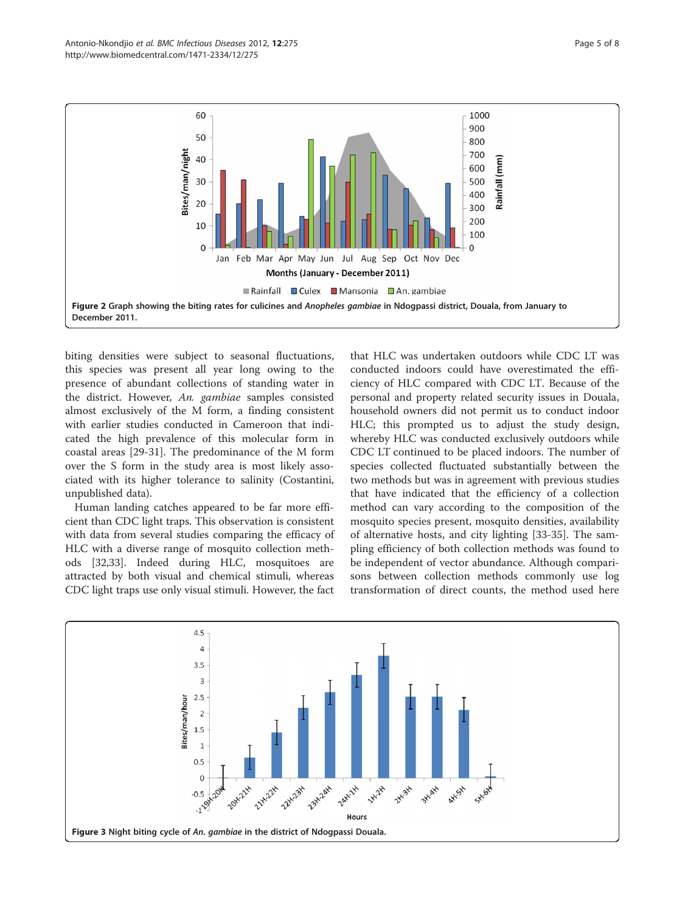Figure 2 Graph showing the biting rates for culicines and *Anopheles gambiae* in Ndogpassi district, Douala, from January to December 2011.

biting densities were subject to seasonal fluctuations, this species was present all year long owing to the presence of abundant collections of standing water in the district. However, *An. gambiae* samples consisted almost exclusively of the M form, a finding consistent with earlier studies conducted in Cameroon that indicated the high prevalence of this molecular form in coastal areas [29-31]. The predominance of the M form over the S form in the study area is most likely associated with its higher tolerance to salinity (Costantini, unpublished data).

Human landing catches appeared to be far more efficient than CDC light traps. This observation is consistent with data from several studies comparing the efficacy of HLC with a diverse range of mosquito collection methods [32,33]. Indeed during HLC, mosquitoes are attracted by both visual and chemical stimuli, whereas CDC light traps use only visual stimuli. However, the fact that HLC was undertaken outdoors while CDC LT was conducted indoors could have overestimated the efficiency of HLC compared with CDC LT. Because of the personal and property related security issues in Douala, household owners did not permit us to conduct indoor HLC; this prompted us to adjust the study design, whereby HLC was conducted exclusively outdoors while CDC LT continued to be placed indoors. The number of species collected fluctuated substantially between the two methods but was in agreement with previous studies that have indicated that the efficiency of a collection method can vary according to the composition of the mosquito species present, mosquito densities, availability of alternative hosts, and city lighting [33-35]. The sampling efficiency of both collection methods was found to be independent of vector abundance. Although comparisons between collection methods commonly use log transformation of direct counts, the method used here

Figure 3 Night biting cycle of *An. gambiae* in the district of Ndogpassi Douala.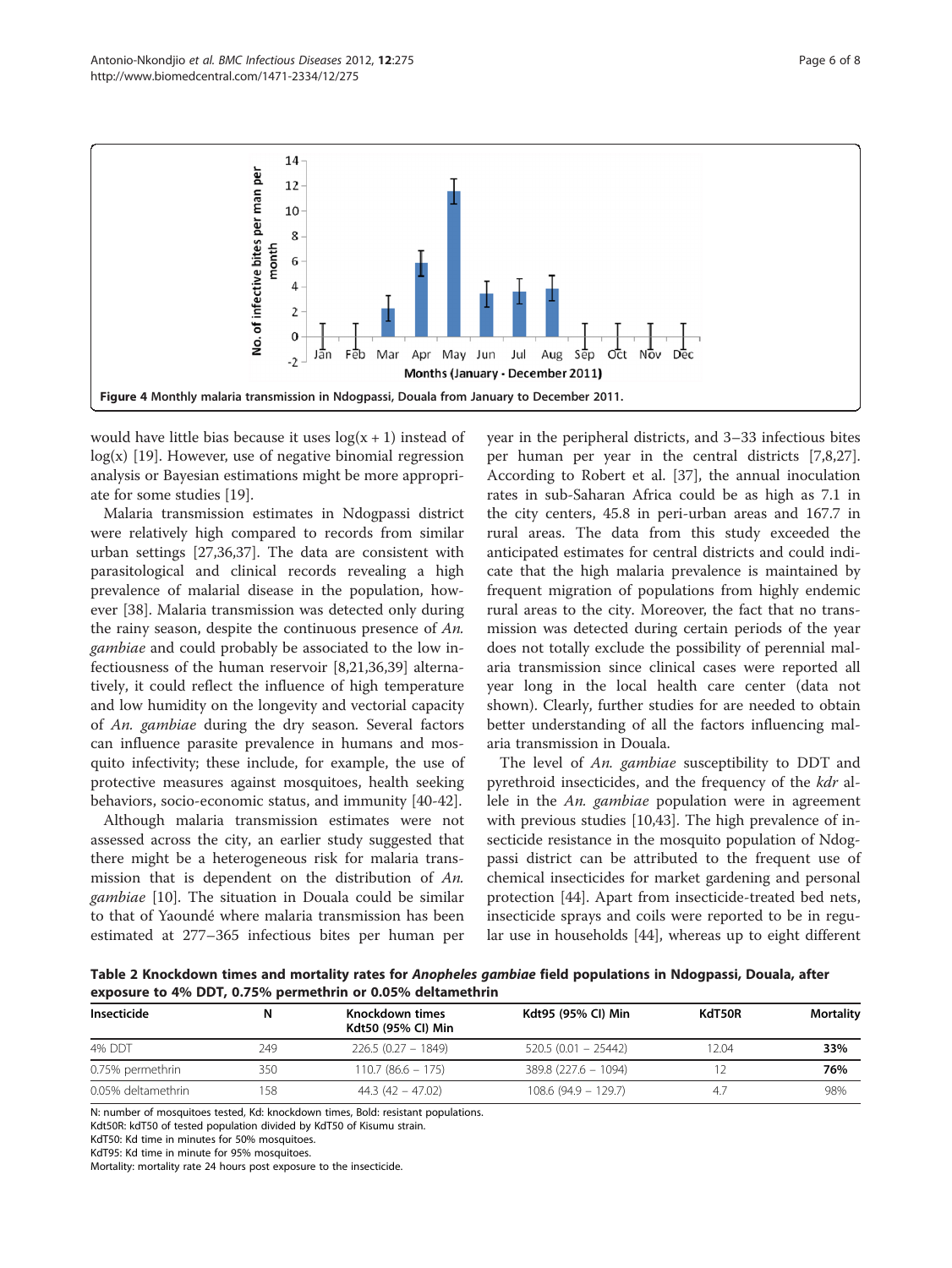Figure 4 Monthly malaria transmission in Ndogpassi, Douala from January to December 2011.

would have little bias because it uses log(x + 1) instead of log(x) [19]. However, use of negative binomial regression analysis or Bayesian estimations might be more appropriate for some studies [19].

Malaria transmission estimates in Ndogpassi district were relatively high compared to records from similar urban settings [27,36,37]. The data are consistent with parasitological and clinical records revealing a high prevalence of malarial disease in the population, however [38]. Malaria transmission was detected only during the rainy season, despite the continuous presence of *An. gambiae* and could probably be associated to the low infectiousness of the human reservoir [8,21,36,39] alternatively, it could reflect the influence of high temperature and low humidity on the longevity and vectorial capacity of *An. gambiae* during the dry season. Several factors can influence parasite prevalence in humans and mosquito infectivity; these include, for example, the use of protective measures against mosquitoes, health seeking behaviors, socio-economic status, and immunity [40-42].

Although malaria transmission estimates were not assessed across the city, an earlier study suggested that there might be a heterogeneous risk for malaria transmission that is dependent on the distribution of *An. gambiae* [10]. The situation in Douala could be similar to that of Yaoundé where malaria transmission has been estimated at 277–365 infectious bites per human per year in the peripheral districts, and 3–33 infectious bites per human per year in the central districts [7,8,27]. According to Robert et al. [37], the annual inoculation rates in sub-Saharan Africa could be as high as 7.1 in the city centers, 45.8 in peri-urban areas and 167.7 in rural areas. The data from this study exceeded the anticipated estimates for central districts and could indicate that the high malaria prevalence is maintained by frequent migration of populations from highly endemic rural areas to the city. Moreover, the fact that no transmission was detected during certain periods of the year does not totally exclude the possibility of perennial malaria transmission since clinical cases were reported all year long in the local health care center (data not shown). Clearly, further studies for are needed to obtain better understanding of all the factors influencing malaria transmission in Douala.

The level of *An. gambiae* susceptibility to DDT and pyrethroid insecticides, and the frequency of the *kdr* allele in the *An. gambiae* population were in agreement with previous studies [10,43]. The high prevalence of insecticide resistance in the mosquito population of Ndogpassi district can be attributed to the frequent use of chemical insecticides for market gardening and personal protection [44]. Apart from insecticide-treated bed nets, insecticide sprays and coils were reported to be in regular use in households [44], whereas up to eight different

**Table 2 Knockdown times and mortality rates for *Anopheles gambiae* field populations in Ndogpassi, Douala, after exposure to 4% DDT, 0.75% permethrin or 0.05% deltamethrin**

| Insecticide | N | Knockdown times Kdt50 (95% CI) Min | Kdt95 (95% CI) Min | KdT50R | Mortality |
|---|---|---|---|---|---|
| 4% DDT | 249 | 226.5 (0.27 – 1849) | 520.5 (0.01 – 25442) | 12.04 | **33%** |
| 0.75% permethrin | 350 | 110.7 (86.6 – 175) | 389.8 (227.6 – 1094) | 12 | **76%** |
| 0.05% deltamethrin | 158 | 44.3 (42 – 47.02) | 108.6 (94.9 – 129.7) | 4.7 | 98% |

N: number of mosquitoes tested, Kd: knockdown times, Bold: resistant populations.
Kdt50R: kdT50 of tested population divided by KdT50 of Kisumu strain.
KdT50: Kd time in minutes for 50% mosquitoes.
KdT95: Kd time in minute for 95% mosquitoes.
Mortality: mortality rate 24 hours post exposure to the insecticide.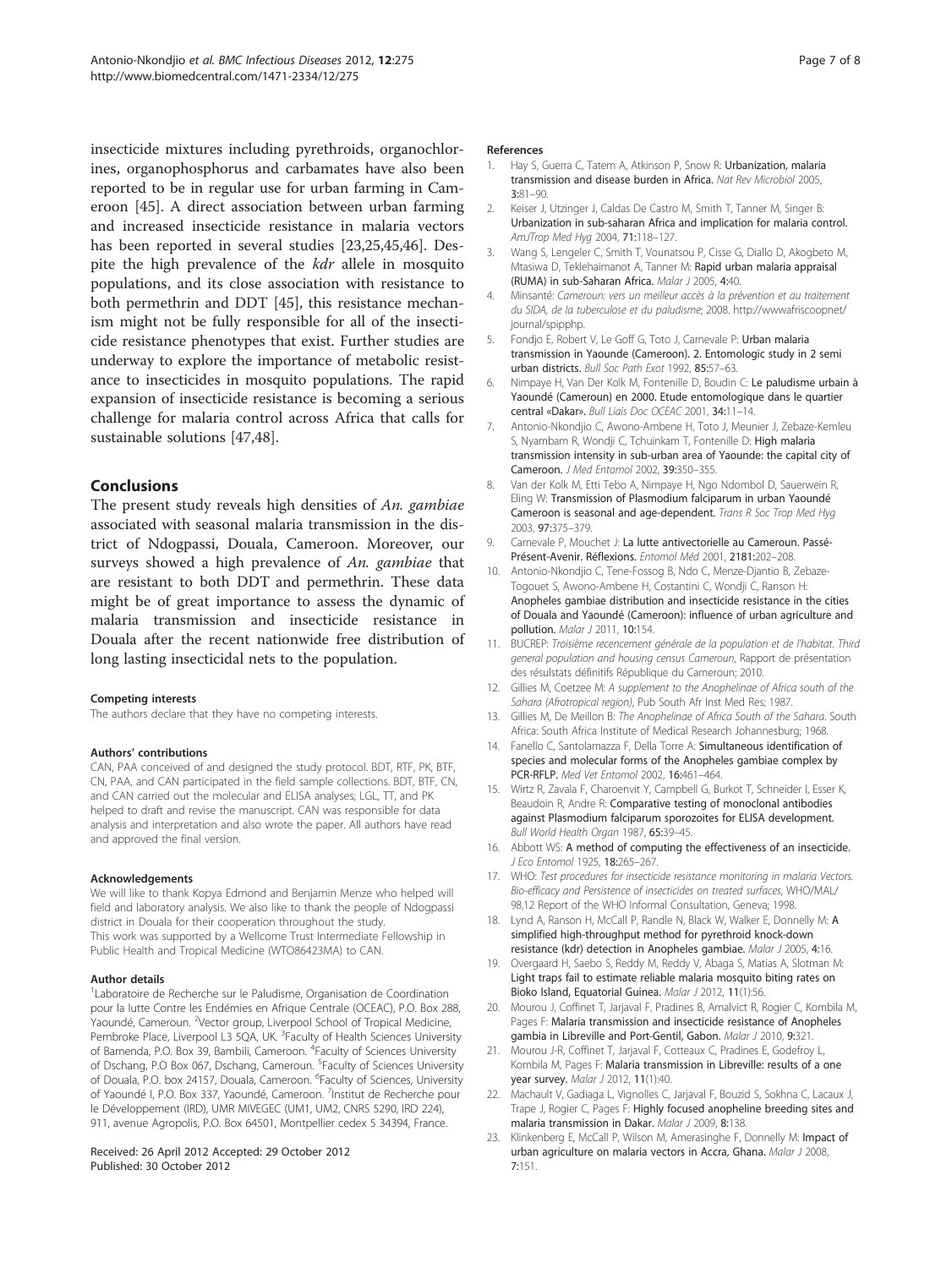insecticide mixtures including pyrethroids, organochlorines, organophosphorus and carbamates have also been reported to be in regular use for urban farming in Cameroon [45]. A direct association between urban farming and increased insecticide resistance in malaria vectors has been reported in several studies [23,25,45,46]. Despite the high prevalence of the *kdr* allele in mosquito populations, and its close association with resistance to both permethrin and DDT [45], this resistance mechanism might not be fully responsible for all of the insecticide resistance phenotypes that exist. Further studies are underway to explore the importance of metabolic resistance to insecticides in mosquito populations. The rapid expansion of insecticide resistance is becoming a serious challenge for malaria control across Africa that calls for sustainable solutions [47,48].

## Conclusions

The present study reveals high densities of *An. gambiae* associated with seasonal malaria transmission in the district of Ndogpassi, Douala, Cameroon. Moreover, our surveys showed a high prevalence of *An. gambiae* that are resistant to both DDT and permethrin. These data might be of great importance to assess the dynamic of malaria transmission and insecticide resistance in Douala after the recent nationwide free distribution of long lasting insecticidal nets to the population.

#### Competing interests

The authors declare that they have no competing interests.

#### Authors' contributions

CAN, PAA conceived of and designed the study protocol. BDT, RTF, PK, BTF, CN, PAA, and CAN participated in the field sample collections. BDT, BTF, CN, and CAN carried out the molecular and ELISA analyses; LGL, TT, and PK helped to draft and revise the manuscript. CAN was responsible for data analysis and interpretation and also wrote the paper. All authors have read and approved the final version.

#### Acknowledgements

We will like to thank Kopya Edmond and Benjamin Menze who helped will field and laboratory analysis. We also like to thank the people of Ndogpassi district in Douala for their cooperation throughout the study.
This work was supported by a Wellcome Trust Intermediate Fellowship in Public Health and Tropical Medicine (WTO86423MA) to CAN.

#### Author details

[1]Laboratoire de Recherche sur le Paludisme, Organisation de Coordination pour la lutte Contre les Endémies en Afrique Centrale (OCEAC), P.O. Box 288, Yaoundé, Cameroun. [2]Vector group, Liverpool School of Tropical Medicine, Pembroke Place, Liverpool L3 5QA, UK. [3]Faculty of Health Sciences University of Bamenda, P.O. Box 39, Bambili, Cameroon. [4]Faculty of Sciences University of Dschang, P.O Box 067, Dschang, Cameroon. [5]Faculty of Sciences University of Douala, P.O. box 24157, Douala, Cameroon. [6]Faculty of Sciences, University of Yaoundé I, P.O. Box 337, Yaoundé, Cameroon. [7]Institut de Recherche pour le Développement (IRD), UMR MIVEGEC (UM1, UM2, CNRS 5290, IRD 224), 911, avenue Agropolis, P.O. Box 64501, Montpellier cedex 5 34394, France.

Received: 26 April 2012 Accepted: 29 October 2012
Published: 30 October 2012

#### References

1. Hay S, Guerra C, Tatem A, Atkinson P, Snow R: **Urbanization, malaria transmission and disease burden in Africa.** *Nat Rev Microbiol* 2005, **3:**81–90.
2. Keiser J, Utzinger J, Caldas De Castro M, Smith T, Tanner M, Singer B: **Urbanization in sub-saharan Africa and implication for malaria control.** *AmJTrop Med Hyg* 2004, **71:**118–127.
3. Wang S, Lengeler C, Smith T, Vounatsou P, Cisse G, Diallo D, Akogbeto M, Mtasiwa D, Teklehaimanot A, Tanner M: **Rapid urban malaria appraisal (RUMA) in sub-Saharan Africa.** *Malar J* 2005, **4:**40.
4. Minsanté: *Cameroun: vers un meilleur accès à la prévention et au traitement du SIDA, de la tuberculose et du paludisme*; 2008. http://wwwafriscoopnet/journal/spipphp.
5. Fondjo E, Robert V, Le Goff G, Toto J, Carnevale P: **Urban malaria transmission in Yaounde (Cameroon). 2. Entomologic study in 2 semi urban districts.** *Bull Soc Path Exot* 1992, **85:**57–63.
6. Nimpaye H, Van Der Kolk M, Fontenille D, Boudin C: **Le paludisme urbain à Yaoundé (Cameroun) en 2000. Etude entomologique dans le quartier central «Dakar».** *Bull Liais Doc OCEAC* 2001, **34:**11–14.
7. Antonio-Nkondjio C, Awono-Ambene H, Toto J, Meunier J, Zebaze-Kemleu S, Nyambam R, Wondji C, Tchuinkam T, Fontenille D: **High malaria transmission intensity in sub-urban area of Yaounde: the capital city of Cameroon.** *J Med Entomol* 2002, **39:**350–355.
8. Van der Kolk M, Etti Tebo A, Nimpaye H, Ngo Ndombol D, Sauerwein R, Eling W: **Transmission of Plasmodium falciparum in urban Yaoundé Cameroon is seasonal and age-dependent.** *Trans R Soc Trop Med Hyg* 2003, **97:**375–379.
9. Carnevale P, Mouchet J: **La lutte antivectorielle au Cameroun. Passé-Présent-Avenir. Réflexions.** *Entomol Méd* 2001, **2181:**202–208.
10. Antonio-Nkondjio C, Tene-Fossog B, Ndo C, Menze-Djantio B, Zebaze-Togouet S, Awono-Ambene H, Costantini C, Wondji C, Ranson H: **Anopheles gambiae distribution and insecticide resistance in the cities of Douala and Yaoundé (Cameroon): influence of urban agriculture and pollution.** *Malar J* 2011, **10:**154.
11. BUCREP: *Troisième recencement générale de la population et de l'habitat. Third general population and housing census Cameroun*, Rapport de présentation des résulstats définitifs République du Cameroun; 2010.
12. Gillies M, Coetzee M: *A supplement to the Anophelinae of Africa south of the Sahara (Afrotropical region)*, Pub South Afr Inst Med Res; 1987.
13. Gillies M, De Meillon B: *The Anophelinae of Africa South of the Sahara*. South Africa: South Africa Institute of Medical Research Johannesburg; 1968.
14. Fanello C, Santolamazza F, Della Torre A: **Simultaneous identification of species and molecular forms of the Anopheles gambiae complex by PCR-RFLP.** *Med Vet Entomol* 2002, **16:**461–464.
15. Wirtz R, Zavala F, Charoenvit Y, Campbell G, Burkot T, Schneider I, Esser K, Beaudoin R, Andre R: **Comparative testing of monoclonal antibodies against Plasmodium falciparum sporozoites for ELISA development.** *Bull World Health Organ* 1987, **65:**39–45.
16. Abbott WS: **A method of computing the effectiveness of an insecticide.** *J Eco Entomol* 1925, **18:**265–267.
17. WHO: *Test procedures for insecticide resistance monitoring in malaria Vectors. Bio-efficacy and Persistence of insecticides on treated surfaces*, WHO/MAL/98,12 Report of the WHO Informal Consultation, Geneva; 1998.
18. Lynd A, Ranson H, McCall P, Randle N, Black W, Walker E, Donnelly M: **A simplified high-throughput method for pyrethroid knock-down resistance (kdr) detection in Anopheles gambiae.** *Malar J* 2005, **4:**16.
19. Overgaard H, Saebo S, Reddy M, Reddy V, Abaga S, Matias A, Slotman M: **Light traps fail to estimate reliable malaria mosquito biting rates on Bioko Island, Equatorial Guinea.** *Malar J* 2012, **11**(1):56.
20. Mourou J, Coffinet T, Jarjaval F, Pradines B, Amalvict R, Rogier C, Kombila M, Pages F: **Malaria transmission and insecticide resistance of Anopheles gambia in Libreville and Port-Gentil, Gabon.** *Malar J* 2010, **9:**321.
21. Mourou J-R, Coffinet T, Jarjaval F, Cotteaux C, Pradines E, Godefroy L, Kombila M, Pages F: **Malaria transmission in Libreville: results of a one year survey.** *Malar J* 2012, **11**(1):40.
22. Machault V, Gadiaga L, Vignolles C, Jarjaval F, Bouzid S, Sokhna C, Lacaux J, Trape J, Rogier C, Pages F: **Highly focused anopheline breeding sites and malaria transmission in Dakar.** *Malar J* 2009, **8:**138.
23. Klinkenberg E, McCall P, Wilson M, Amerasinghe F, Donnelly M: **Impact of urban agriculture on malaria vectors in Accra, Ghana.** *Malar J* 2008, **7:**151.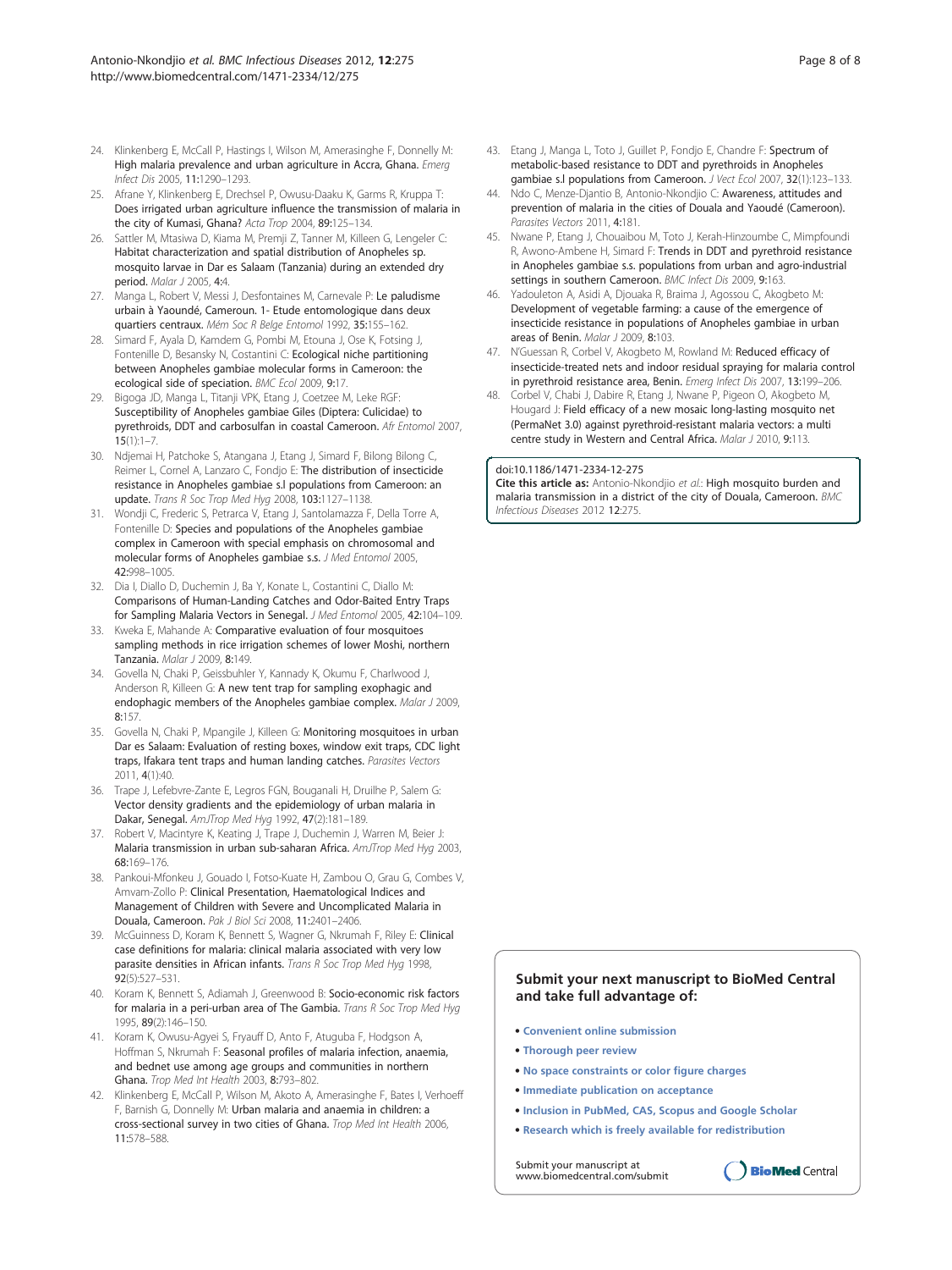24. Klinkenberg E, McCall P, Hastings I, Wilson M, Amerasinghe F, Donnelly M: **High malaria prevalence and urban agriculture in Accra, Ghana.** *Emerg Infect Dis* 2005, **11:**1290–1293.
25. Afrane Y, Klinkenberg E, Drechsel P, Owusu-Daaku K, Garms R, Kruppa T: **Does irrigated urban agriculture influence the transmission of malaria in the city of Kumasi, Ghana?** *Acta Trop* 2004, **89:**125–134.
26. Sattler M, Mtasiwa D, Kiama M, Premji Z, Tanner M, Killeen G, Lengeler C: **Habitat characterization and spatial distribution of Anopheles sp. mosquito larvae in Dar es Salaam (Tanzania) during an extended dry period.** *Malar J* 2005, **4:**4.
27. Manga L, Robert V, Messi J, Desfontaines M, Carnevale P: **Le paludisme urbain à Yaoundé, Cameroun. 1- Etude entomologique dans deux quartiers centraux.** *Mém Soc R Belge Entomol* 1992, **35:**155–162.
28. Simard F, Ayala D, Kamdem G, Pombi M, Etouna J, Ose K, Fotsing J, Fontenille D, Besansky N, Costantini C: **Ecological niche partitioning between Anopheles gambiae molecular forms in Cameroon: the ecological side of speciation.** *BMC Ecol* 2009, **9:**17.
29. Bigoga JD, Manga L, Titanji VPK, Etang J, Coetzee M, Leke RGF: **Susceptibility of Anopheles gambiae Giles (Diptera: Culicidae) to pyrethroids, DDT and carbosulfan in coastal Cameroon.** *Afr Entomol* 2007, **15**(1):1–7.
30. Ndjemai H, Patchoke S, Atangana J, Etang J, Simard F, Bilong Bilong C, Reimer L, Cornel A, Lanzaro C, Fondjo E: **The distribution of insecticide resistance in Anopheles gambiae s.l populations from Cameroon: an update.** *Trans R Soc Trop Med Hyg* 2008, **103:**1127–1138.
31. Wondji C, Frederic S, Petrarca V, Etang J, Santolamazza F, Della Torre A, Fontenille D: **Species and populations of the Anopheles gambiae complex in Cameroon with special emphasis on chromosomal and molecular forms of Anopheles gambiae s.s.** *J Med Entomol* 2005, **42:**998–1005.
32. Dia I, Diallo D, Duchemin J, Ba Y, Konate L, Costantini C, Diallo M: **Comparisons of Human-Landing Catches and Odor-Baited Entry Traps for Sampling Malaria Vectors in Senegal.** *J Med Entomol* 2005, **42:**104–109.
33. Kweka E, Mahande A: **Comparative evaluation of four mosquitoes sampling methods in rice irrigation schemes of lower Moshi, northern Tanzania.** *Malar J* 2009, **8:**149.
34. Govella N, Chaki P, Geissbuhler Y, Kannady K, Okumu F, Charlwood J, Anderson R, Killeen G: **A new tent trap for sampling exophagic and endophagic members of the Anopheles gambiae complex.** *Malar J* 2009, **8:**157.
35. Govella N, Chaki P, Mpangile J, Killeen G: **Monitoring mosquitoes in urban Dar es Salaam: Evaluation of resting boxes, window exit traps, CDC light traps, Ifakara tent traps and human landing catches.** *Parasites Vectors* 2011, **4**(1):40.
36. Trape J, Lefebvre-Zante E, Legros FGN, Bouganali H, Druilhe P, Salem G: **Vector density gradients and the epidemiology of urban malaria in Dakar, Senegal.** *AmJTrop Med Hyg* 1992, **47**(2):181–189.
37. Robert V, Macintyre K, Keating J, Trape J, Duchemin J, Warren M, Beier J: **Malaria transmission in urban sub-saharan Africa.** *AmJTrop Med Hyg* 2003, **68:**169–176.
38. Pankoui-Mfonkeu J, Gouado I, Fotso-Kuate H, Zambou O, Grau G, Combes V, Amvam-Zollo P: **Clinical Presentation, Haematological Indices and Management of Children with Severe and Uncomplicated Malaria in Douala, Cameroon.** *Pak J Biol Sci* 2008, **11:**2401–2406.
39. McGuinness D, Koram K, Bennett S, Wagner G, Nkrumah F, Riley E: **Clinical case definitions for malaria: clinical malaria associated with very low parasite densities in African infants.** *Trans R Soc Trop Med Hyg* 1998, **92**(5):527–531.
40. Koram K, Bennett S, Adiamah J, Greenwood B: **Socio-economic risk factors for malaria in a peri-urban area of The Gambia.** *Trans R Soc Trop Med Hyg* 1995, **89**(2):146–150.
41. Koram K, Owusu-Agyei S, Fryauff D, Anto F, Atuguba F, Hodgson A, Hoffman S, Nkrumah F: **Seasonal profiles of malaria infection, anaemia, and bednet use among age groups and communities in northern Ghana.** *Trop Med Int Health* 2003, **8:**793–802.
42. Klinkenberg E, McCall P, Wilson M, Akoto A, Amerasinghe F, Bates I, Verhoeff F, Barnish G, Donnelly M: **Urban malaria and anaemia in children: a cross-sectional survey in two cities of Ghana.** *Trop Med Int Health* 2006, **11:**578–588.
43. Etang J, Manga L, Toto J, Guillet P, Fondjo E, Chandre F: **Spectrum of metabolic-based resistance to DDT and pyrethroids in Anopheles gambiae s.l populations from Cameroon.** *J Vect Ecol* 2007, **32**(1):123–133.
44. Ndo C, Menze-Djantio B, Antonio-Nkondjio C: **Awareness, attitudes and prevention of malaria in the cities of Douala and Yaoudé (Cameroon).** *Parasites Vectors* 2011, **4:**181.
45. Nwane P, Etang J, Chouaibou M, Toto J, Kerah-Hinzoumbe C, Mimpfoundi R, Awono-Ambene H, Simard F: **Trends in DDT and pyrethroid resistance in Anopheles gambiae s.s. populations from urban and agro-industrial settings in southern Cameroon.** *BMC Infect Dis* 2009, **9:**163.
46. Yadouleton A, Asidi A, Djouaka R, Braima J, Agossou C, Akogbeto M: **Development of vegetable farming: a cause of the emergence of insecticide resistance in populations of Anopheles gambiae in urban areas of Benin.** *Malar J* 2009, **8:**103.
47. N'Guessan R, Corbel V, Akogbeto M, Rowland M: **Reduced efficacy of insecticide-treated nets and indoor residual spraying for malaria control in pyrethroid resistance area, Benin.** *Emerg Infect Dis* 2007, **13:**199–206.
48. Corbel V, Chabi J, Dabire R, Etang J, Nwane P, Pigeon O, Akogbeto M, Hougard J: **Field efficacy of a new mosaic long-lasting mosquito net (PermaNet 3.0) against pyrethroid-resistant malaria vectors: a multi centre study in Western and Central Africa.** *Malar J* 2010, **9:**113.

doi:10.1186/1471-2334-12-275

**Cite this article as:** Antonio-Nkondjio *et al.*: High mosquito burden and malaria transmission in a district of the city of Douala, Cameroon. *BMC Infectious Diseases* 2012 **12**:275.

**Submit your next manuscript to BioMed Central and take full advantage of:**

- **Convenient online submission**
- **Thorough peer review**
- **No space constraints or color figure charges**
- **Immediate publication on acceptance**
- **Inclusion in PubMed, CAS, Scopus and Google Scholar**
- **Research which is freely available for redistribution**

Submit your manuscript at
www.biomedcentral.com/submit

BioMed Central